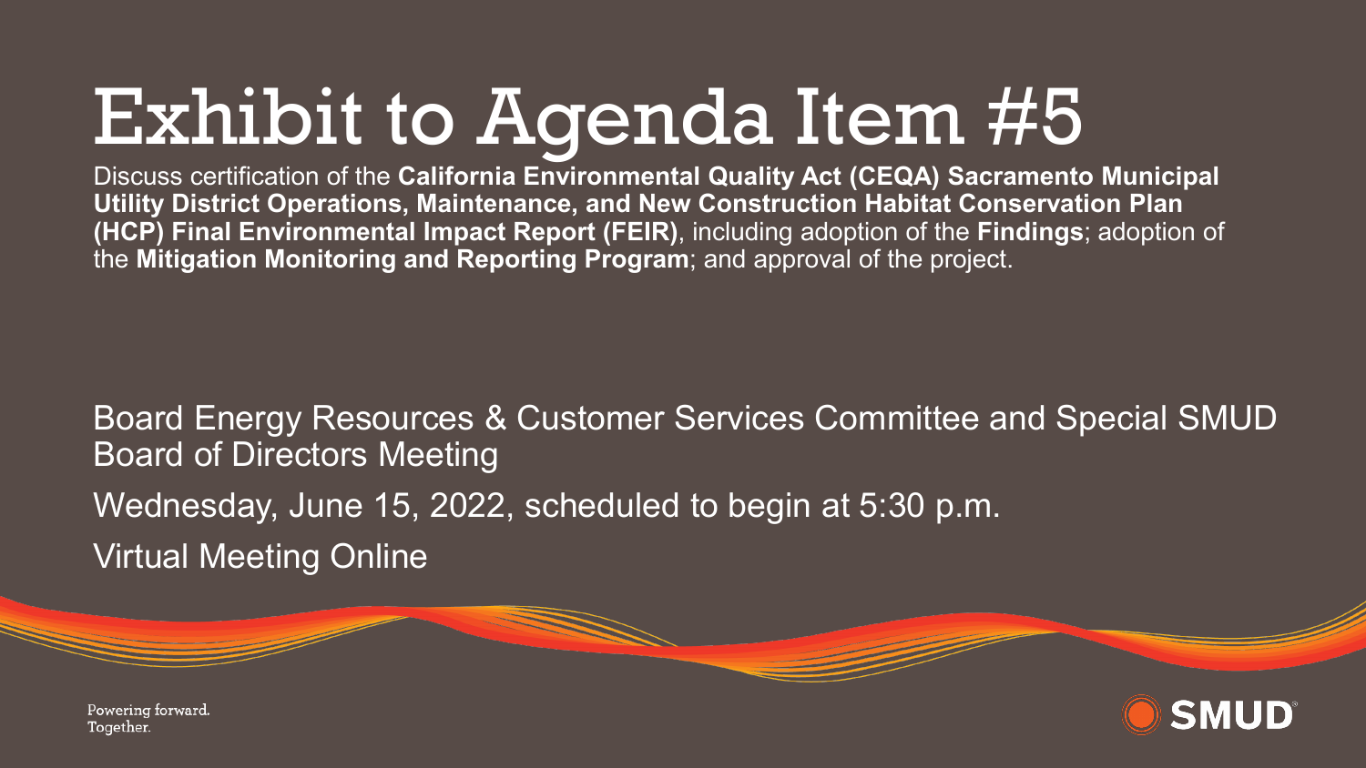# Exhibit to Agenda Item #5

Discuss certification of the **California Environmental Quality Act (CEQA) Sacramento Municipal Utility District Operations, Maintenance, and New Construction Habitat Conservation Plan (HCP) Final Environmental Impact Report (FEIR)**, including adoption of the **Findings**; adoption of the **Mitigation Monitoring and Reporting Program**; and approval of the project.

Board Energy Resources & Customer Services Committee and Special SMUD Board of Directors Meeting

Wednesday, June 15, 2022, scheduled to begin at 5:30 p.m.

Virtual Meeting Online

Powering forward.
Together.

SMUD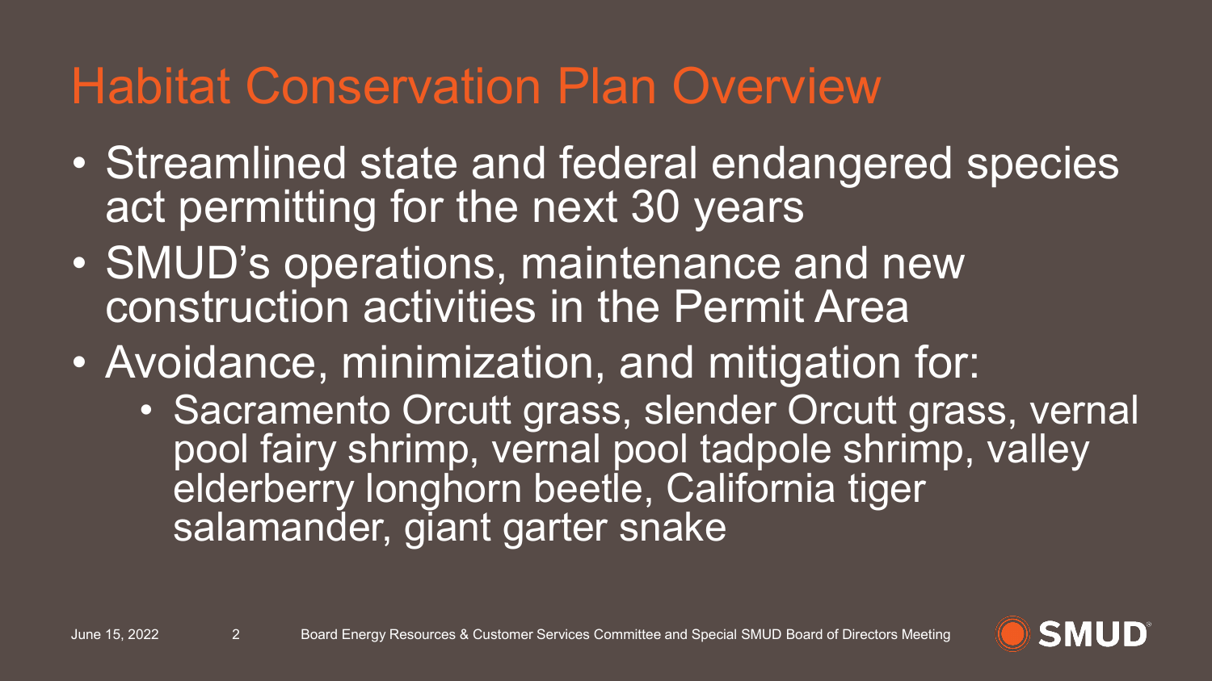# Habitat Conservation Plan Overview

- Streamlined state and federal endangered species act permitting for the next 30 years
- SMUD's operations, maintenance and new construction activities in the Permit Area
- Avoidance, minimization, and mitigation for:
  - Sacramento Orcutt grass, slender Orcutt grass, vernal pool fairy shrimp, vernal pool tadpole shrimp, valley elderberry longhorn beetle, California tiger salamander, giant garter snake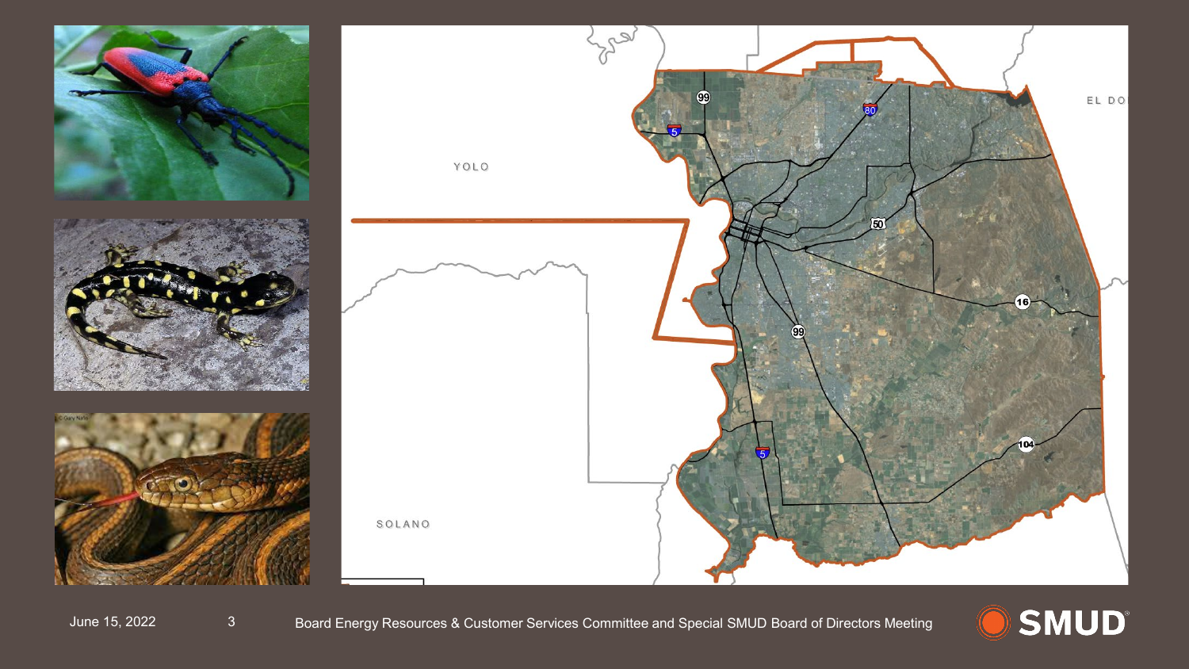YOLO

EL DO

SOLANO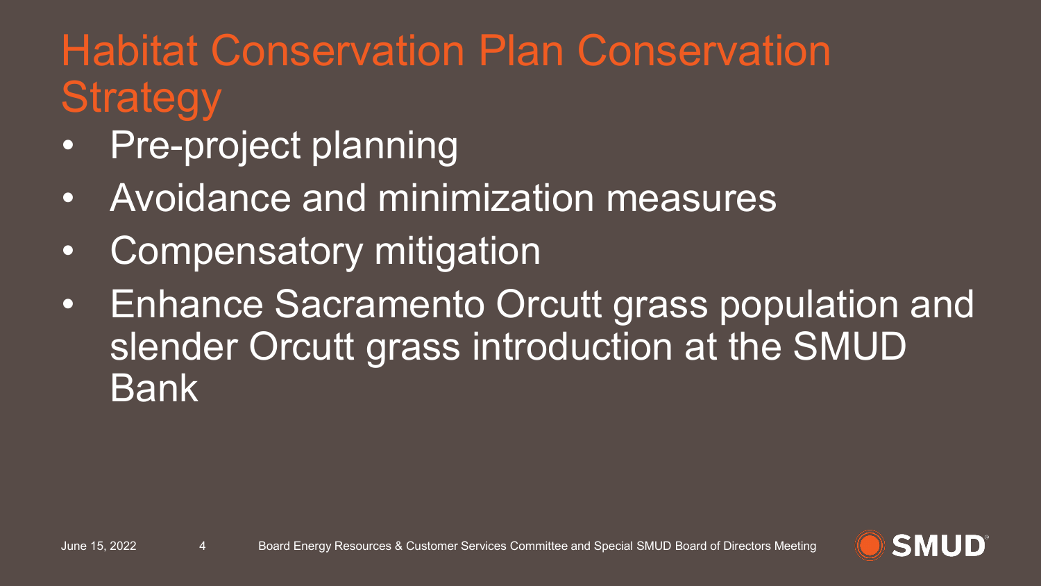# Habitat Conservation Plan Conservation Strategy

- Pre-project planning
- Avoidance and minimization measures
- Compensatory mitigation
- Enhance Sacramento Orcutt grass population and slender Orcutt grass introduction at the SMUD Bank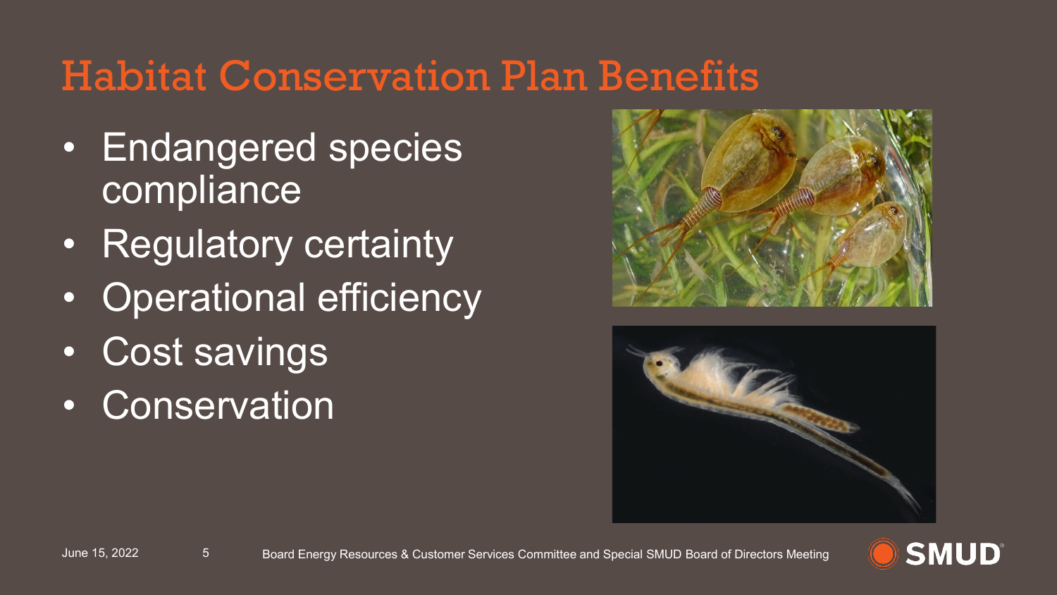# Habitat Conservation Plan Benefits

- Endangered species compliance
- Regulatory certainty
- Operational efficiency
- Cost savings
- Conservation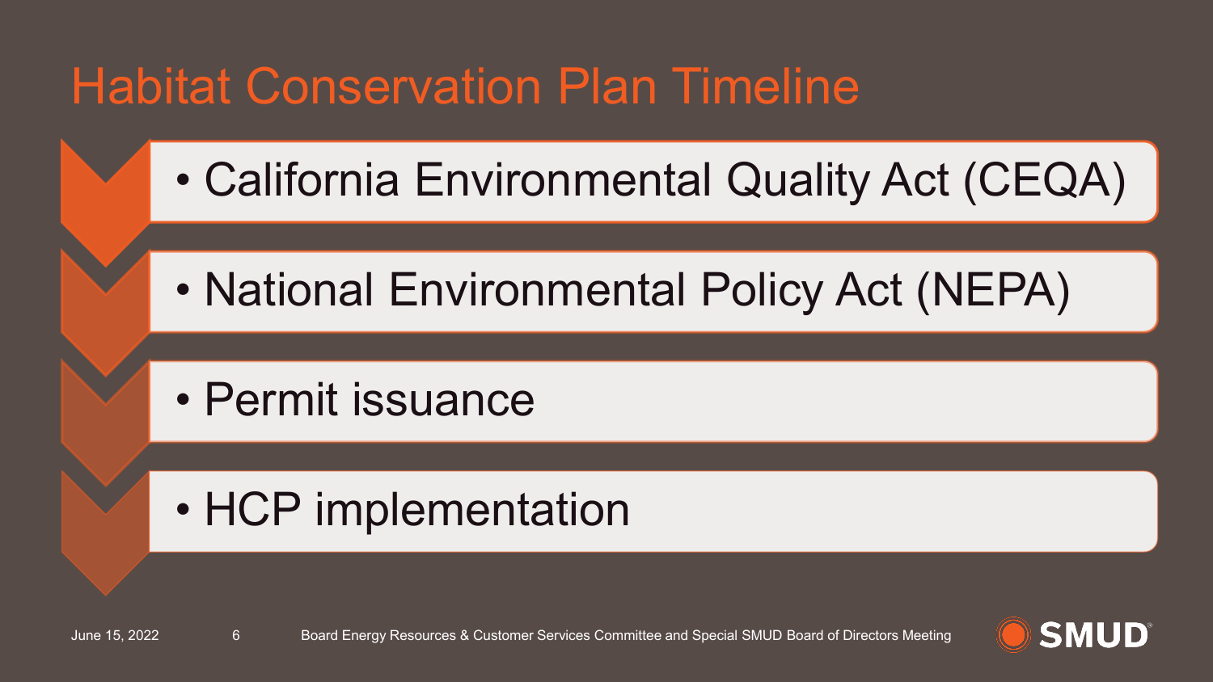# Habitat Conservation Plan Timeline

- California Environmental Quality Act (CEQA)
- National Environmental Policy Act (NEPA)
- Permit issuance
- HCP implementation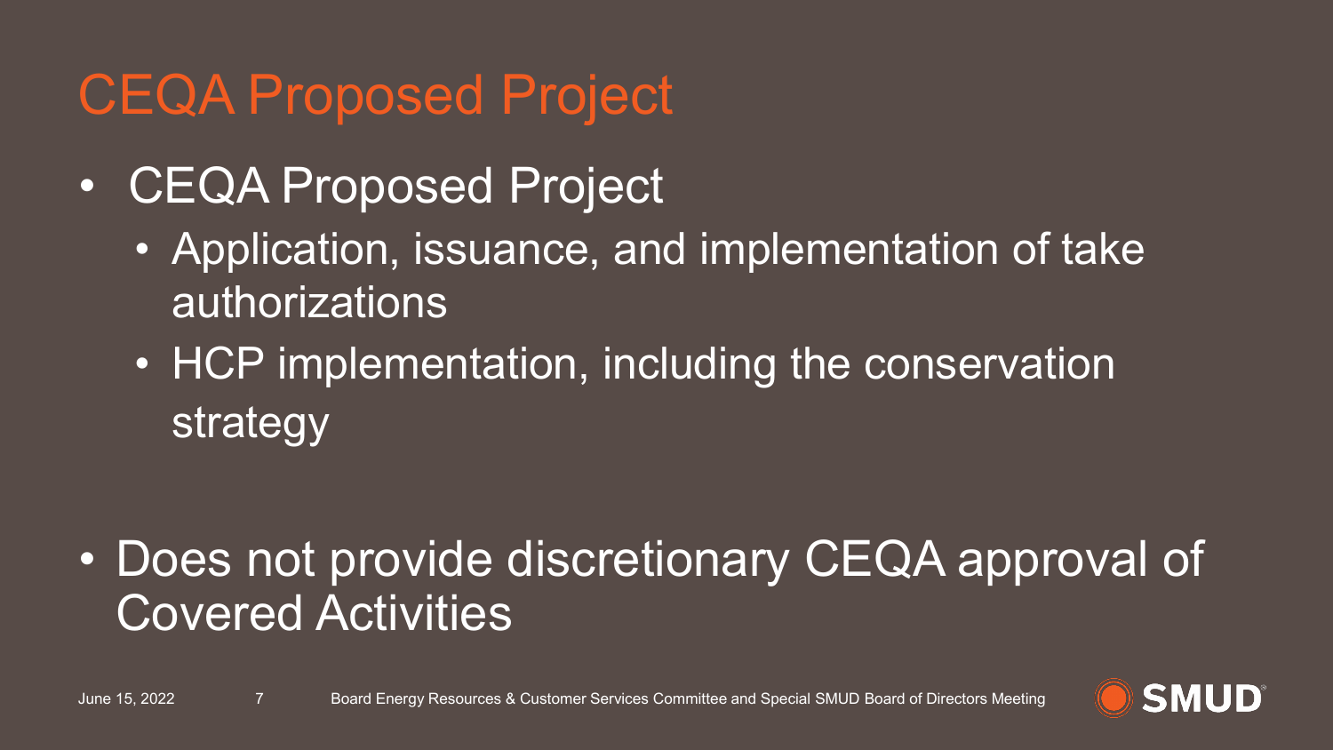# CEQA Proposed Project

- CEQA Proposed Project
  - Application, issuance, and implementation of take authorizations
  - HCP implementation, including the conservation strategy

- Does not provide discretionary CEQA approval of Covered Activities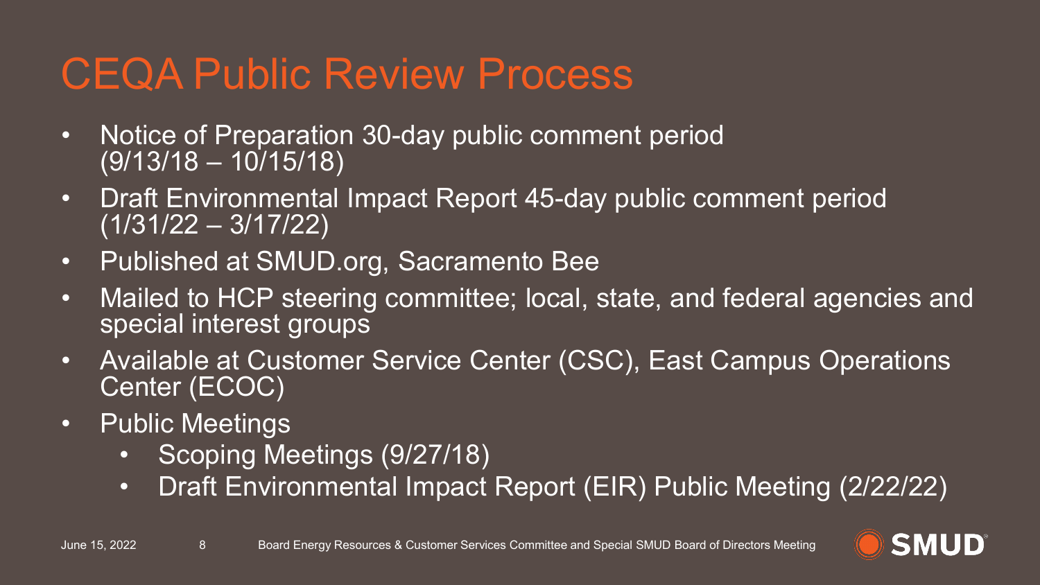# CEQA Public Review Process

- Notice of Preparation 30-day public comment period (9/13/18 – 10/15/18)
- Draft Environmental Impact Report 45-day public comment period (1/31/22 – 3/17/22)
- Published at SMUD.org, Sacramento Bee
- Mailed to HCP steering committee; local, state, and federal agencies and special interest groups
- Available at Customer Service Center (CSC), East Campus Operations Center (ECOC)
- Public Meetings
  - Scoping Meetings (9/27/18)
  - Draft Environmental Impact Report (EIR) Public Meeting (2/22/22)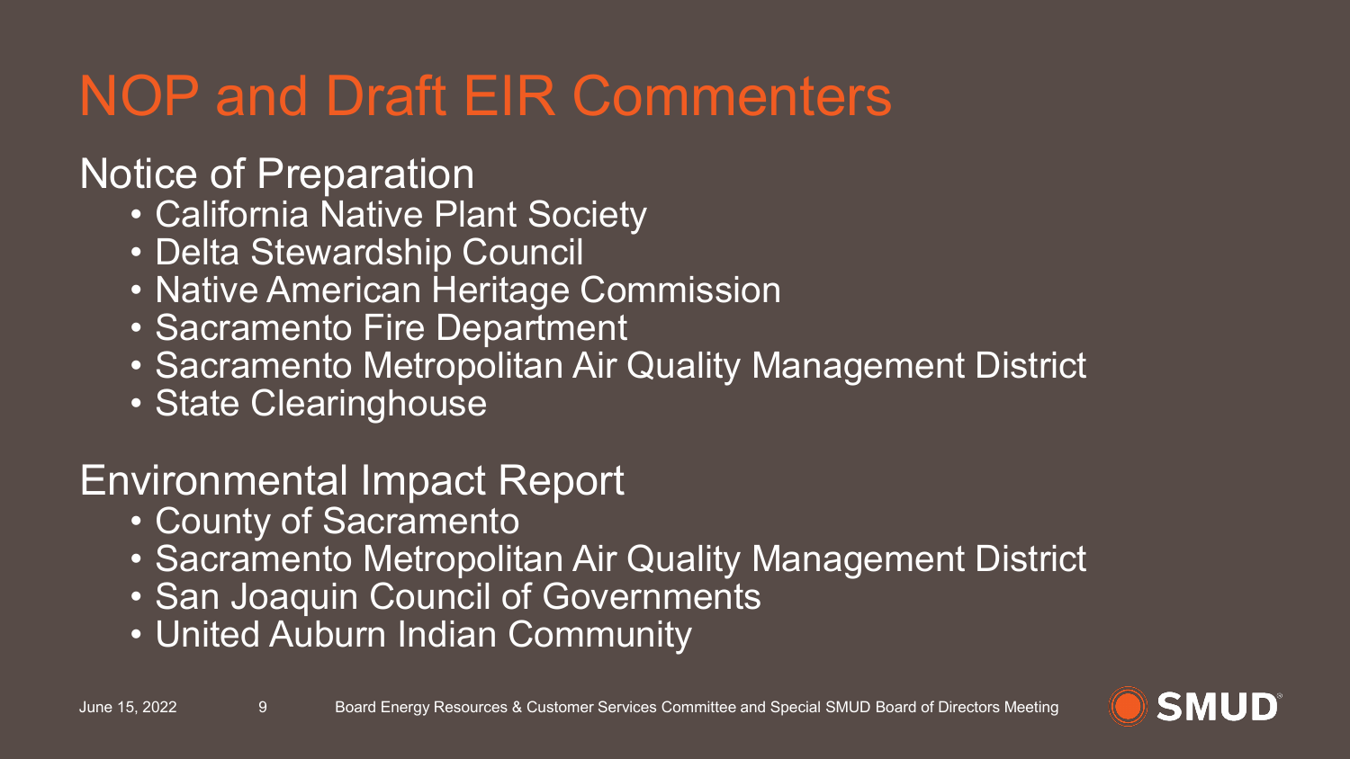# NOP and Draft EIR Commenters

## Notice of Preparation

- California Native Plant Society
- Delta Stewardship Council
- Native American Heritage Commission
- Sacramento Fire Department
- Sacramento Metropolitan Air Quality Management District
- State Clearinghouse

## Environmental Impact Report

- County of Sacramento
- Sacramento Metropolitan Air Quality Management District
- San Joaquin Council of Governments
- United Auburn Indian Community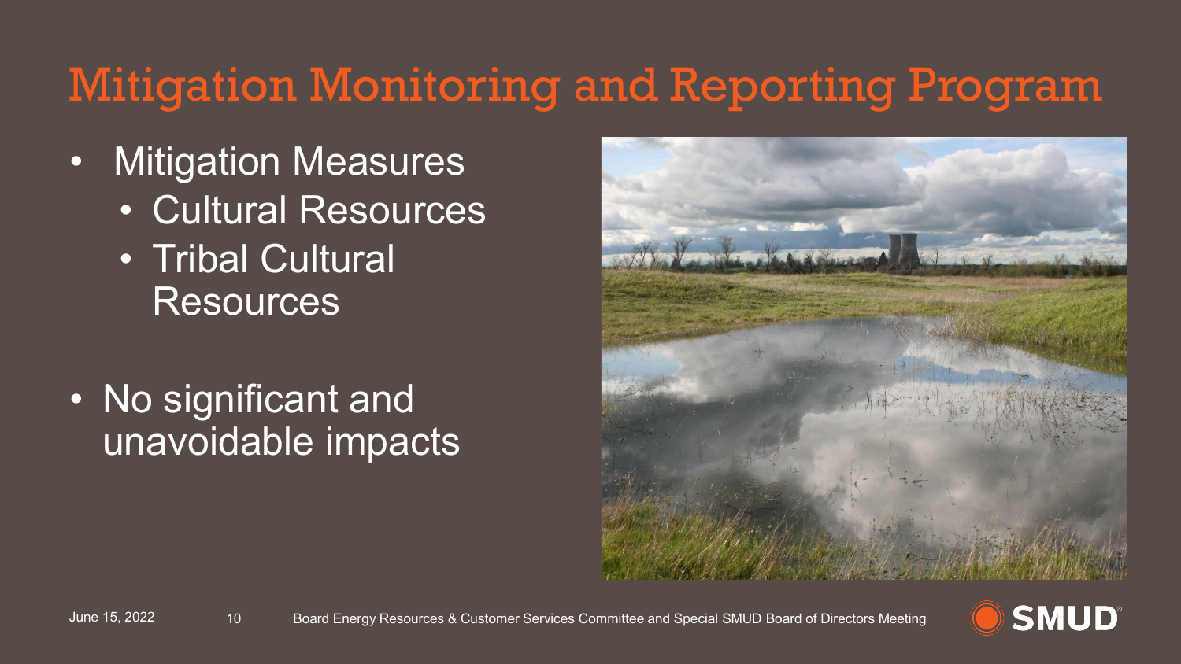# Mitigation Monitoring and Reporting Program

- Mitigation Measures
  - Cultural Resources
  - Tribal Cultural Resources
- No significant and unavoidable impacts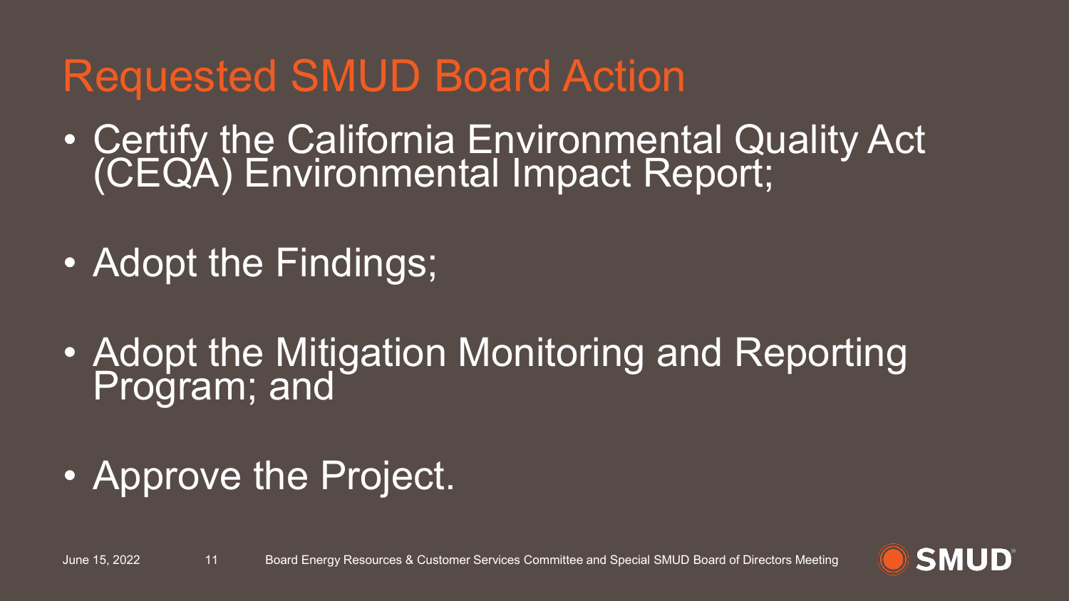# Requested SMUD Board Action

- Certify the California Environmental Quality Act (CEQA) Environmental Impact Report;
- Adopt the Findings;
- Adopt the Mitigation Monitoring and Reporting Program; and
- Approve the Project.